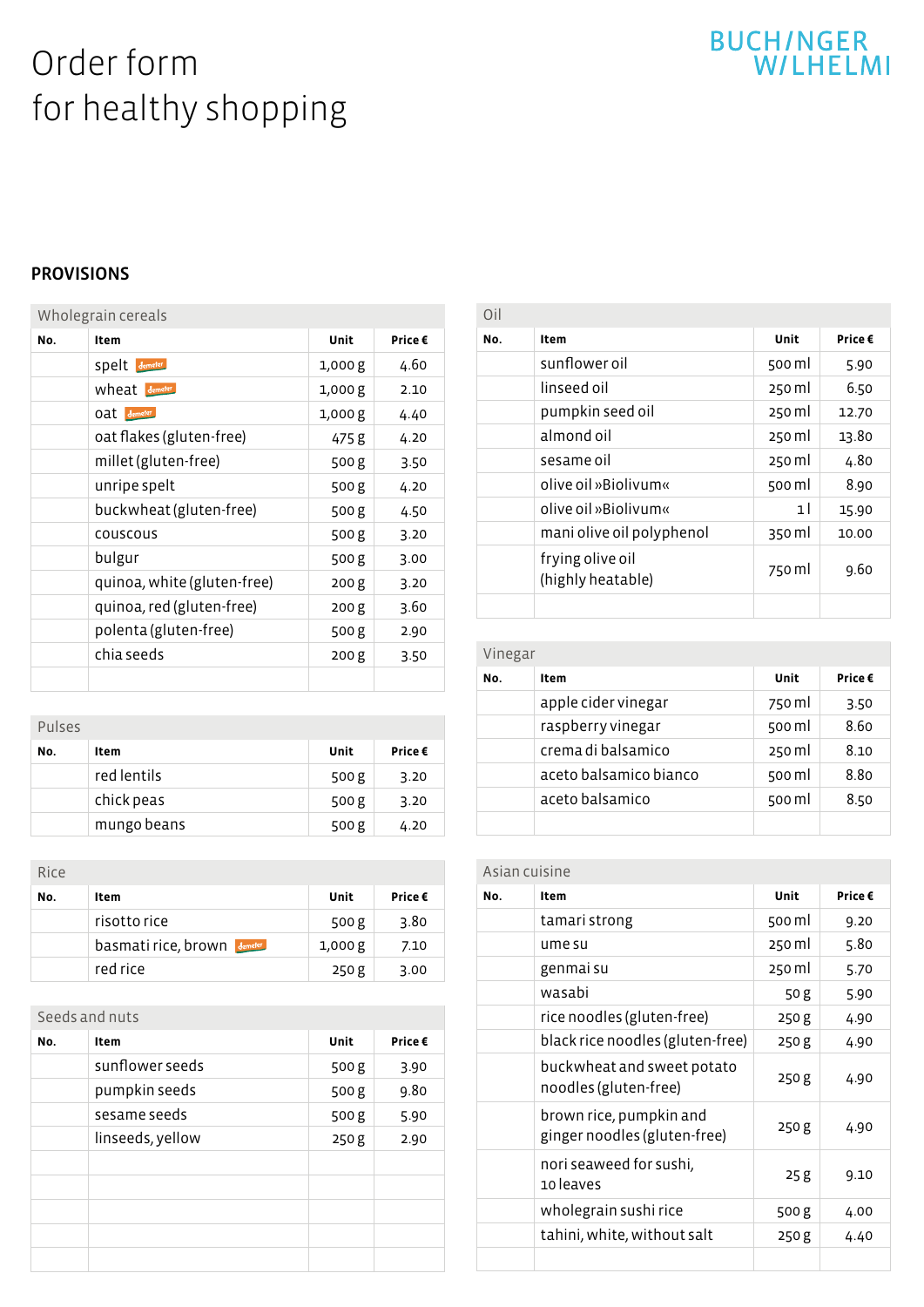# Order form for healthy shopping

BUCHINGER WILHELMI

## PROVISIONS

### Wholegrain cereals

| No. | Item | Unit | Price € |
|---|---|---|---|
| | spelt demeter | 1,000 g | 4.60 |
| | wheat demeter | 1,000 g | 2.10 |
| | oat demeter | 1,000 g | 4.40 |
| | oat flakes (gluten-free) | 475 g | 4.20 |
| | millet (gluten-free) | 500 g | 3.50 |
| | unripe spelt | 500 g | 4.20 |
| | buckwheat (gluten-free) | 500 g | 4.50 |
| | couscous | 500 g | 3.20 |
| | bulgur | 500 g | 3.00 |
| | quinoa, white (gluten-free) | 200 g | 3.20 |
| | quinoa, red (gluten-free) | 200 g | 3.60 |
| | polenta (gluten-free) | 500 g | 2.90 |
| | chia seeds | 200 g | 3.50 |
| | | | |

### Pulses

| No. | Item | Unit | Price € |
|---|---|---|---|
| | red lentils | 500 g | 3.20 |
| | chick peas | 500 g | 3.20 |
| | mungo beans | 500 g | 4.20 |

### Rice

| No. | Item | Unit | Price € |
|---|---|---|---|
| | risotto rice | 500 g | 3.80 |
| | basmati rice, brown demeter | 1,000 g | 7.10 |
| | red rice | 250 g | 3.00 |

### Seeds and nuts

| No. | Item | Unit | Price € |
|---|---|---|---|
| | sunflower seeds | 500 g | 3.90 |
| | pumpkin seeds | 500 g | 9.80 |
| | sesame seeds | 500 g | 5.90 |
| | linseeds, yellow | 250 g | 2.90 |
| | | | |
| | | | |
| | | | |
| | | | |
| | | | |

### Oil

| No. | Item | Unit | Price € |
|---|---|---|---|
| | sunflower oil | 500 ml | 5.90 |
| | linseed oil | 250 ml | 6.50 |
| | pumpkin seed oil | 250 ml | 12.70 |
| | almond oil | 250 ml | 13.80 |
| | sesame oil | 250 ml | 4.80 |
| | olive oil »Biolivum« | 500 ml | 8.90 |
| | olive oil »Biolivum« | 1 l | 15.90 |
| | mani olive oil polyphenol | 350 ml | 10.00 |
| | frying olive oil (highly heatable) | 750 ml | 9.60 |
| | | | |

### Vinegar

| No. | Item | Unit | Price € |
|---|---|---|---|
| | apple cider vinegar | 750 ml | 3.50 |
| | raspberry vinegar | 500 ml | 8.60 |
| | crema di balsamico | 250 ml | 8.10 |
| | aceto balsamico bianco | 500 ml | 8.80 |
| | aceto balsamico | 500 ml | 8.50 |
| | | | |

### Asian cuisine

| No. | Item | Unit | Price € |
|---|---|---|---|
| | tamari strong | 500 ml | 9.20 |
| | ume su | 250 ml | 5.80 |
| | genmai su | 250 ml | 5.70 |
| | wasabi | 50 g | 5.90 |
| | rice noodles (gluten-free) | 250 g | 4.90 |
| | black rice noodles (gluten-free) | 250 g | 4.90 |
| | buckwheat and sweet potato noodles (gluten-free) | 250 g | 4.90 |
| | brown rice, pumpkin and ginger noodles (gluten-free) | 250 g | 4.90 |
| | nori seaweed for sushi, 10 leaves | 25 g | 9.10 |
| | wholegrain sushi rice | 500 g | 4.00 |
| | tahini, white, without salt | 250 g | 4.40 |
| | | | |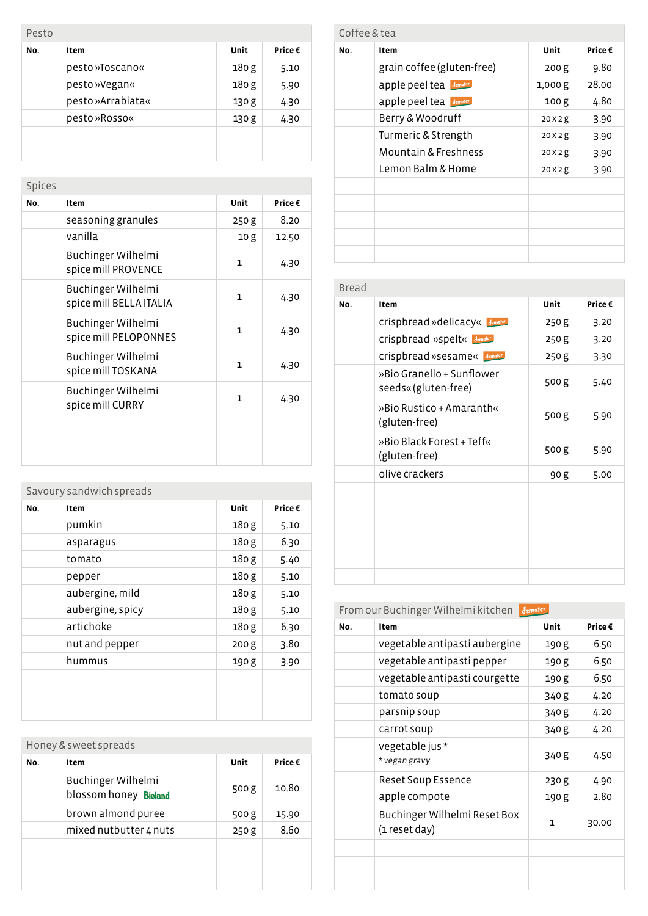## Pesto

| No. | Item | Unit | Price € |
|---|---|---|---|
| | pesto »Toscano« | 180 g | 5.10 |
| | pesto »Vegan« | 180 g | 5.90 |
| | pesto »Arrabiata« | 130 g | 4.30 |
| | pesto »Rosso« | 130 g | 4.30 |
| | | | |
| | | | |

## Spices

| No. | Item | Unit | Price € |
|---|---|---|---|
| | seasoning granules | 250 g | 8.20 |
| | vanilla | 10 g | 12.50 |
| | Buchinger Wilhelmi spice mill PROVENCE | 1 | 4.30 |
| | Buchinger Wilhelmi spice mill BELLA ITALIA | 1 | 4.30 |
| | Buchinger Wilhelmi spice mill PELOPONNES | 1 | 4.30 |
| | Buchinger Wilhelmi spice mill TOSKANA | 1 | 4.30 |
| | Buchinger Wilhelmi spice mill CURRY | 1 | 4.30 |
| | | | |
| | | | |
| | | | |

## Savoury sandwich spreads

| No. | Item | Unit | Price € |
|---|---|---|---|
| | pumkin | 180 g | 5.10 |
| | asparagus | 180 g | 6.30 |
| | tomato | 180 g | 5.40 |
| | pepper | 180 g | 5.10 |
| | aubergine, mild | 180 g | 5.10 |
| | aubergine, spicy | 180 g | 5.10 |
| | artichoke | 180 g | 6.30 |
| | nut and pepper | 200 g | 3.80 |
| | hummus | 190 g | 3.90 |
| | | | |
| | | | |
| | | | |

## Honey & sweet spreads

| No. | Item | Unit | Price € |
|---|---|---|---|
| | Buchinger Wilhelmi blossom honey Bioland | 500 g | 10.80 |
| | brown almond puree | 500 g | 15.90 |
| | mixed nutbutter 4 nuts | 250 g | 8.60 |
| | | | |
| | | | |
| | | | |

## Coffee & tea

| No. | Item | Unit | Price € |
|---|---|---|---|
| | grain coffee (gluten-free) | 200 g | 9.80 |
| | apple peel tea demeter | 1,000 g | 28.00 |
| | apple peel tea demeter | 100 g | 4.80 |
| | Berry & Woodruff | 20 x 2 g | 3.90 |
| | Turmeric & Strength | 20 x 2 g | 3.90 |
| | Mountain & Freshness | 20 x 2 g | 3.90 |
| | Lemon Balm & Home | 20 x 2 g | 3.90 |
| | | | |
| | | | |
| | | | |
| | | | |
| | | | |

## Bread

| No. | Item | Unit | Price € |
|---|---|---|---|
| | crispbread »delicacy« demeter | 250 g | 3.20 |
| | crispbread »spelt« demeter | 250 g | 3.20 |
| | crispbread »sesame« demeter | 250 g | 3.30 |
| | »Bio Granello + Sunflower seeds« (gluten-free) | 500 g | 5.40 |
| | »Bio Rustico + Amaranth« (gluten-free) | 500 g | 5.90 |
| | »Bio Black Forest + Teff« (gluten-free) | 500 g | 5.90 |
| | olive crackers | 90 g | 5.00 |
| | | | |
| | | | |
| | | | |
| | | | |
| | | | |
| | | | |

## From our Buchinger Wilhelmi kitchen demeter

| No. | Item | Unit | Price € |
|---|---|---|---|
| | vegetable antipasti aubergine | 190 g | 6.50 |
| | vegetable antipasti pepper | 190 g | 6.50 |
| | vegetable antipasti courgette | 190 g | 6.50 |
| | tomato soup | 340 g | 4.20 |
| | parsnip soup | 340 g | 4.20 |
| | carrot soup | 340 g | 4.20 |
| | vegetable jus * <br>*\* vegan gravy* | 340 g | 4.50 |
| | Reset Soup Essence | 230 g | 4.90 |
| | apple compote | 190 g | 2.80 |
| | Buchinger Wilhelmi Reset Box (1 reset day) | 1 | 30.00 |
| | | | |
| | | | |
| | | | |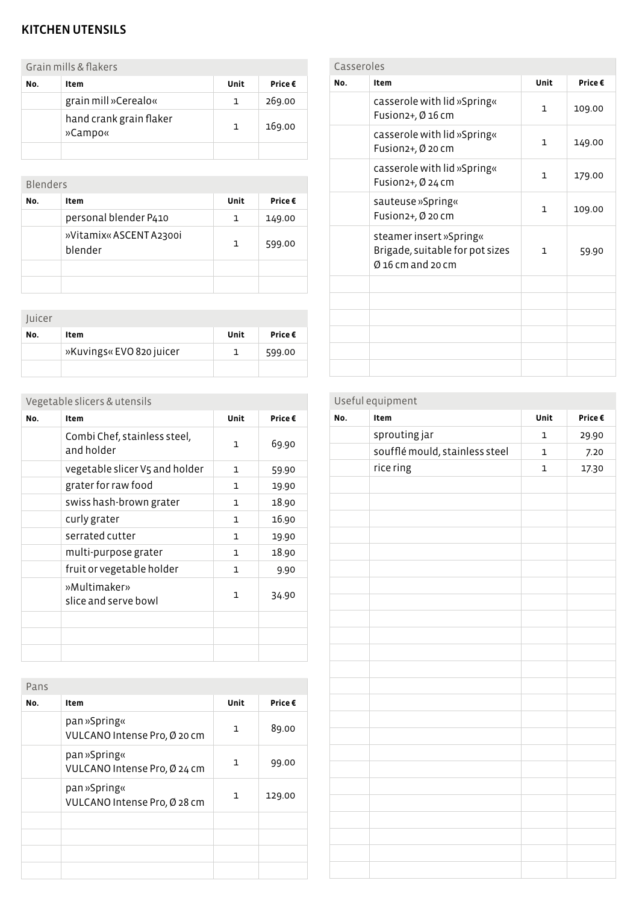## KITCHEN UTENSILS

### Grain mills & flakers

| No. | Item | Unit | Price € |
|---|---|---|---|
| | grain mill »Cerealo« | 1 | 269.00 |
| | hand crank grain flaker »Campo« | 1 | 169.00 |
| | | | |

### Blenders

| No. | Item | Unit | Price € |
|---|---|---|---|
| | personal blender P410 | 1 | 149.00 |
| | »Vitamix« ASCENT A2300i blender | 1 | 599.00 |
| | | | |
| | | | |

### Juicer

| No. | Item | Unit | Price € |
|---|---|---|---|
| | »Kuvings« EVO 820 juicer | 1 | 599.00 |
| | | | |

### Vegetable slicers & utensils

| No. | Item | Unit | Price € |
|---|---|---|---|
| | Combi Chef, stainless steel, and holder | 1 | 69.90 |
| | vegetable slicer V5 and holder | 1 | 59.90 |
| | grater for raw food | 1 | 19.90 |
| | swiss hash-brown grater | 1 | 18.90 |
| | curly grater | 1 | 16.90 |
| | serrated cutter | 1 | 19.90 |
| | multi-purpose grater | 1 | 18.90 |
| | fruit or vegetable holder | 1 | 9.90 |
| | »Multimaker» slice and serve bowl | 1 | 34.90 |
| | | | |
| | | | |
| | | | |

### Pans

| No. | Item | Unit | Price € |
|---|---|---|---|
| | pan »Spring« VULCANO Intense Pro, Ø 20 cm | 1 | 89.00 |
| | pan »Spring« VULCANO Intense Pro, Ø 24 cm | 1 | 99.00 |
| | pan »Spring« VULCANO Intense Pro, Ø 28 cm | 1 | 129.00 |
| | | | |
| | | | |
| | | | |
| | | | |

### Casseroles

| No. | Item | Unit | Price € |
|---|---|---|---|
| | casserole with lid »Spring« Fusion2+, Ø 16 cm | 1 | 109.00 |
| | casserole with lid »Spring« Fusion2+, Ø 20 cm | 1 | 149.00 |
| | casserole with lid »Spring« Fusion2+, Ø 24 cm | 1 | 179.00 |
| | sauteuse »Spring« Fusion2+, Ø 20 cm | 1 | 109.00 |
| | steamer insert »Spring« Brigade, suitable for pot sizes Ø 16 cm and 20 cm | 1 | 59.90 |
| | | | |
| | | | |
| | | | |
| | | | |
| | | | |
| | | | |

### Useful equipment

| No. | Item | Unit | Price € |
|---|---|---|---|
| | sprouting jar | 1 | 29.90 |
| | soufflé mould, stainless steel | 1 | 7.20 |
| | rice ring | 1 | 17.30 |
| | | | |
| | | | |
| | | | |
| | | | |
| | | | |
| | | | |
| | | | |
| | | | |
| | | | |
| | | | |
| | | | |
| | | | |
| | | | |
| | | | |
| | | | |
| | | | |
| | | | |
| | | | |
| | | | |
| | | | |
| | | | |
| | | | |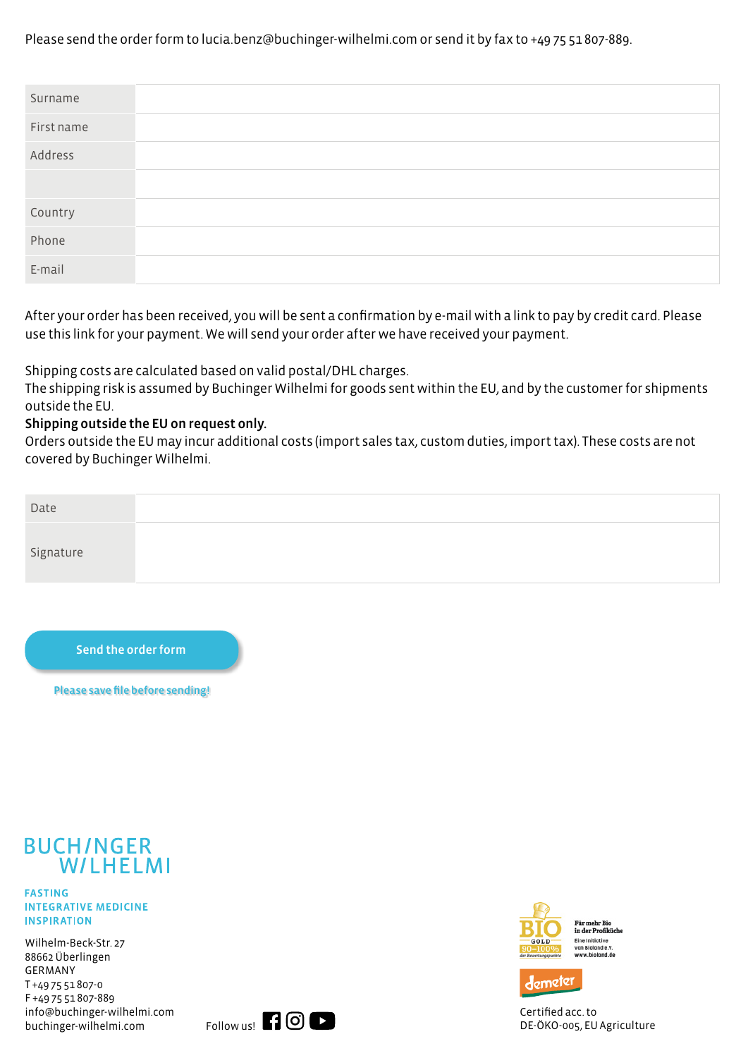Please send the order form to lucia.benz@buchinger-wilhelmi.com or send it by fax to +49 75 51 807-889.

| | |
|---|---|
| Surname | |
| First name | |
| Address | |
| | |
| Country | |
| Phone | |
| E-mail | |

After your order has been received, you will be sent a confirmation by e-mail with a link to pay by credit card. Please use this link for your payment. We will send your order after we have received your payment.

Shipping costs are calculated based on valid postal/DHL charges.
The shipping risk is assumed by Buchinger Wilhelmi for goods sent within the EU, and by the customer for shipments outside the EU.
**Shipping outside the EU on request only.**
Orders outside the EU may incur additional costs (import sales tax, custom duties, import tax). These costs are not covered by Buchinger Wilhelmi.

| | |
|---|---|
| Date | |
| Signature | |

Send the order form

Please save file before sending!

BUCHINGER WILHELMI

FASTING
INTEGRATIVE MEDICINE
INSPIRATION

Wilhelm-Beck-Str. 27
88662 Überlingen
GERMANY
T +49 75 51 807-0
F +49 75 51 807-889
info@buchinger-wilhelmi.com
buchinger-wilhelmi.com

Follow us!

BIO GOLD 90–100% der Bewertungspunkte
Für mehr Bio in der Profiküche
Eine Initiative von Bioland e.V.
www.bioland.de

demeter

Certified acc. to
DE-ÖKO-005, EU Agriculture